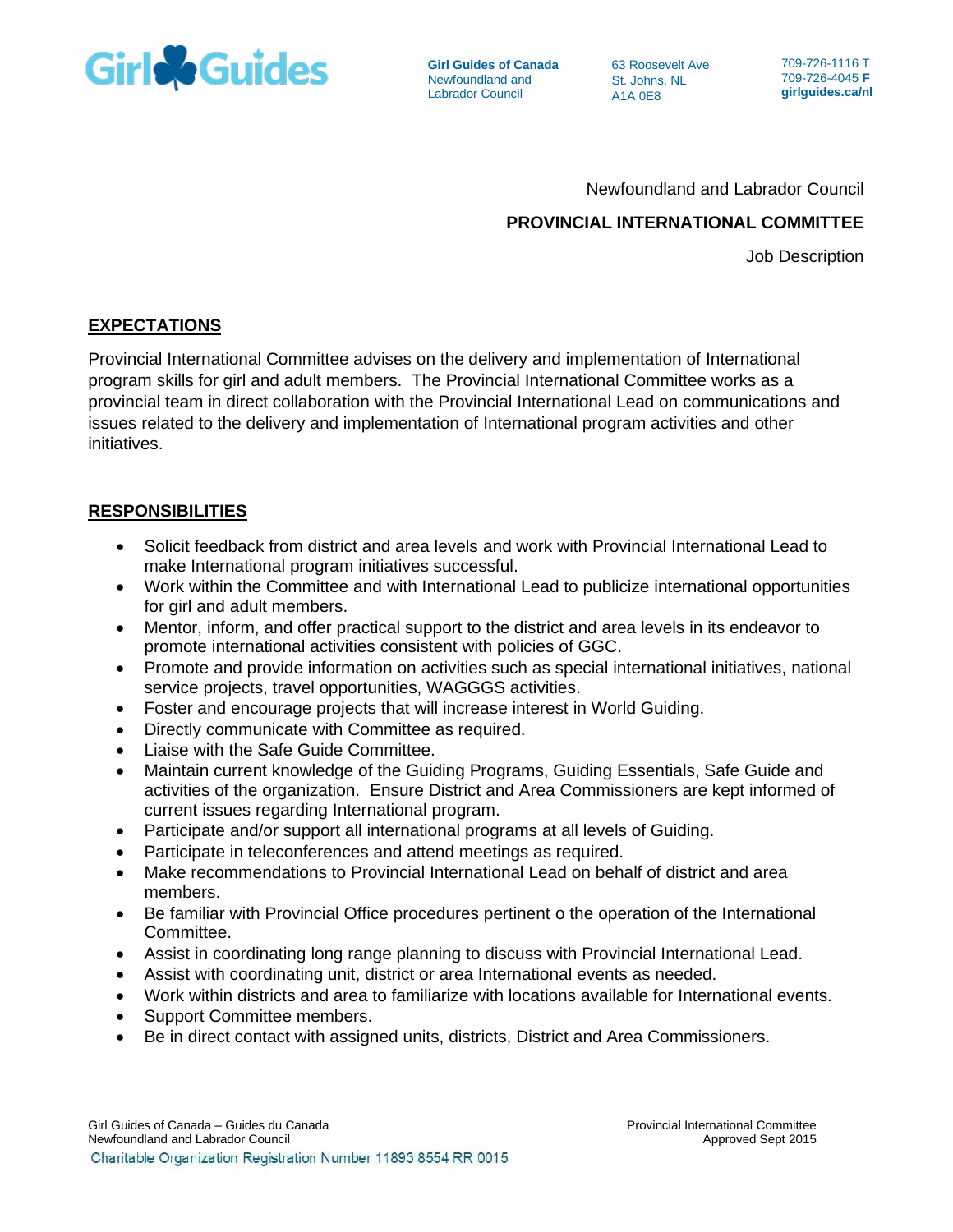Girl Guides of Canada
Newfoundland and Labrador Council

63 Roosevelt Ave
St. Johns, NL
A1A 0E8

709-726-1116 T
709-726-4045 **F**
**girlguides.ca/nl**

Newfoundland and Labrador Council

**PROVINCIAL INTERNATIONAL COMMITTEE**

Job Description

## EXPECTATIONS

Provincial International Committee advises on the delivery and implementation of International program skills for girl and adult members. The Provincial International Committee works as a provincial team in direct collaboration with the Provincial International Lead on communications and issues related to the delivery and implementation of International program activities and other initiatives.

## RESPONSIBILITIES

- Solicit feedback from district and area levels and work with Provincial International Lead to make International program initiatives successful.
- Work within the Committee and with International Lead to publicize international opportunities for girl and adult members.
- Mentor, inform, and offer practical support to the district and area levels in its endeavor to promote international activities consistent with policies of GGC.
- Promote and provide information on activities such as special international initiatives, national service projects, travel opportunities, WAGGGS activities.
- Foster and encourage projects that will increase interest in World Guiding.
- Directly communicate with Committee as required.
- Liaise with the Safe Guide Committee.
- Maintain current knowledge of the Guiding Programs, Guiding Essentials, Safe Guide and activities of the organization. Ensure District and Area Commissioners are kept informed of current issues regarding International program.
- Participate and/or support all international programs at all levels of Guiding.
- Participate in teleconferences and attend meetings as required.
- Make recommendations to Provincial International Lead on behalf of district and area members.
- Be familiar with Provincial Office procedures pertinent o the operation of the International Committee.
- Assist in coordinating long range planning to discuss with Provincial International Lead.
- Assist with coordinating unit, district or area International events as needed.
- Work within districts and area to familiarize with locations available for International events.
- Support Committee members.
- Be in direct contact with assigned units, districts, District and Area Commissioners.

Girl Guides of Canada – Guides du Canada
Newfoundland and Labrador Council
Charitable Organization Registration Number 11893 8554 RR 0015

Provincial International Committee
Approved Sept 2015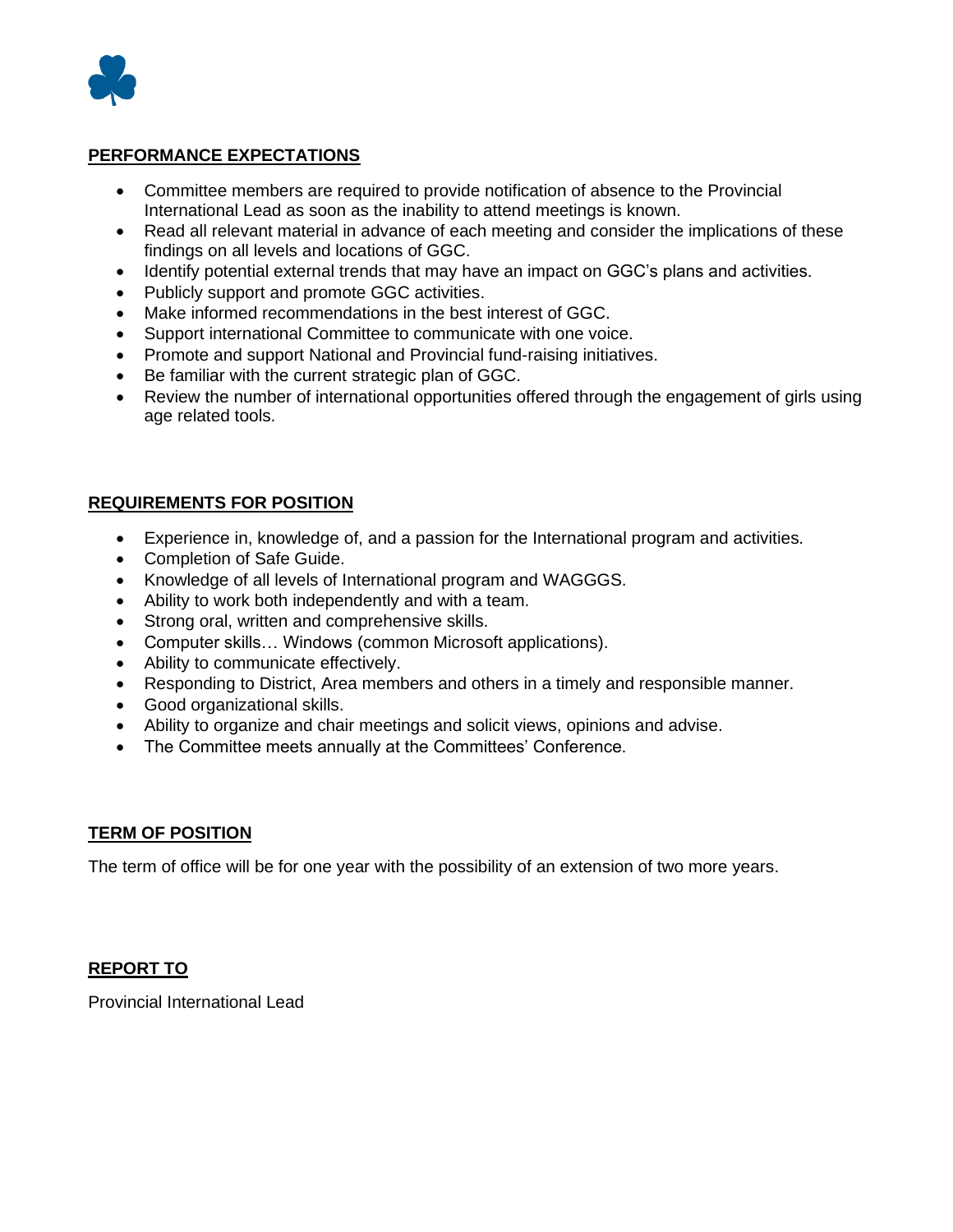## PERFORMANCE EXPECTATIONS

- Committee members are required to provide notification of absence to the Provincial International Lead as soon as the inability to attend meetings is known.
- Read all relevant material in advance of each meeting and consider the implications of these findings on all levels and locations of GGC.
- Identify potential external trends that may have an impact on GGC's plans and activities.
- Publicly support and promote GGC activities.
- Make informed recommendations in the best interest of GGC.
- Support international Committee to communicate with one voice.
- Promote and support National and Provincial fund-raising initiatives.
- Be familiar with the current strategic plan of GGC.
- Review the number of international opportunities offered through the engagement of girls using age related tools.

## REQUIREMENTS FOR POSITION

- Experience in, knowledge of, and a passion for the International program and activities.
- Completion of Safe Guide.
- Knowledge of all levels of International program and WAGGGS.
- Ability to work both independently and with a team.
- Strong oral, written and comprehensive skills.
- Computer skills… Windows (common Microsoft applications).
- Ability to communicate effectively.
- Responding to District, Area members and others in a timely and responsible manner.
- Good organizational skills.
- Ability to organize and chair meetings and solicit views, opinions and advise.
- The Committee meets annually at the Committees' Conference.

## TERM OF POSITION

The term of office will be for one year with the possibility of an extension of two more years.

## REPORT TO

Provincial International Lead